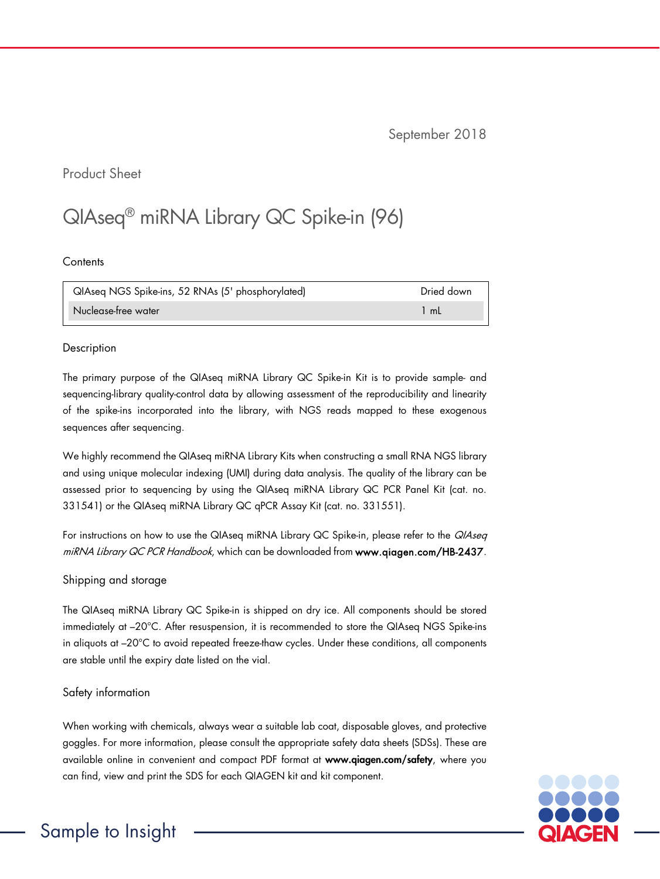September 2018

Product Sheet

# QIAseq® miRNA Library QC Spike-in (96)

## Contents

| QIAseq NGS Spike-ins, 52 RNAs (5' phosphorylated) | Dried down |
| --- | --- |
| Nuclease-free water | 1 mL |

## Description

The primary purpose of the QIAseq miRNA Library QC Spike-in Kit is to provide sample- and sequencing-library quality-control data by allowing assessment of the reproducibility and linearity of the spike-ins incorporated into the library, with NGS reads mapped to these exogenous sequences after sequencing.

We highly recommend the QIAseq miRNA Library Kits when constructing a small RNA NGS library and using unique molecular indexing (UMI) during data analysis. The quality of the library can be assessed prior to sequencing by using the QIAseq miRNA Library QC PCR Panel Kit (cat. no. 331541) or the QIAseq miRNA Library QC qPCR Assay Kit (cat. no. 331551).

For instructions on how to use the QIAseq miRNA Library QC Spike-in, please refer to the *QIAseq miRNA Library QC PCR Handbook*, which can be downloaded from **www.qiagen.com/HB-2437**.

## Shipping and storage

The QIAseq miRNA Library QC Spike-in is shipped on dry ice. All components should be stored immediately at –20°C. After resuspension, it is recommended to store the QIAseq NGS Spike-ins in aliquots at –20°C to avoid repeated freeze-thaw cycles. Under these conditions, all components are stable until the expiry date listed on the vial.

## Safety information

When working with chemicals, always wear a suitable lab coat, disposable gloves, and protective goggles. For more information, please consult the appropriate safety data sheets (SDSs). These are available online in convenient and compact PDF format at **www.qiagen.com/safety**, where you can find, view and print the SDS for each QIAGEN kit and kit component.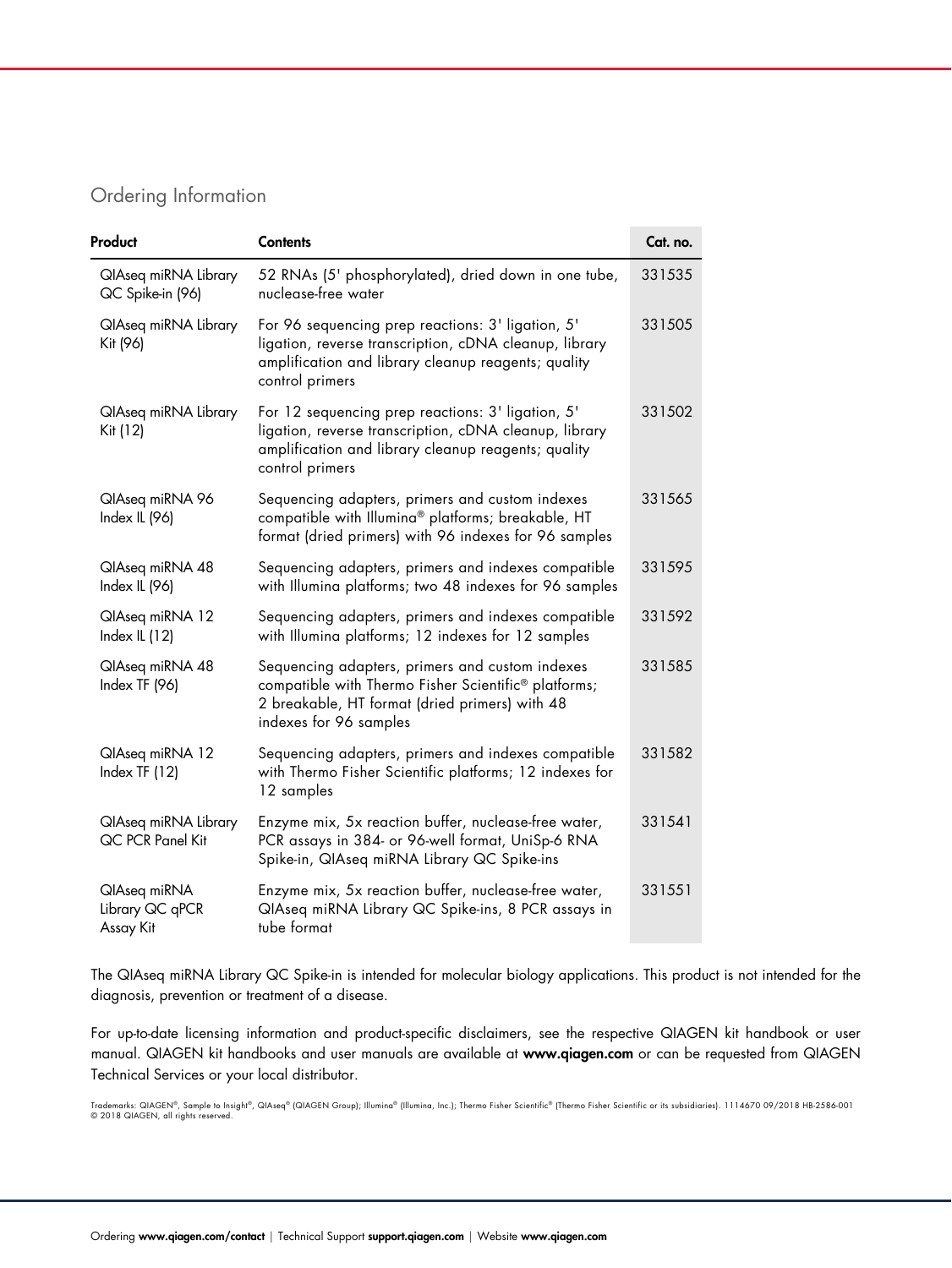## Ordering Information

| Product | Contents | Cat. no. |
|---|---|---|
| QIAseq miRNA Library QC Spike-in (96) | 52 RNAs (5' phosphorylated), dried down in one tube, nuclease-free water | 331535 |
| QIAseq miRNA Library Kit (96) | For 96 sequencing prep reactions: 3' ligation, 5' ligation, reverse transcription, cDNA cleanup, library amplification and library cleanup reagents; quality control primers | 331505 |
| QIAseq miRNA Library Kit (12) | For 12 sequencing prep reactions: 3' ligation, 5' ligation, reverse transcription, cDNA cleanup, library amplification and library cleanup reagents; quality control primers | 331502 |
| QIAseq miRNA 96 Index IL (96) | Sequencing adapters, primers and custom indexes compatible with Illumina® platforms; breakable, HT format (dried primers) with 96 indexes for 96 samples | 331565 |
| QIAseq miRNA 48 Index IL (96) | Sequencing adapters, primers and indexes compatible with Illumina platforms; two 48 indexes for 96 samples | 331595 |
| QIAseq miRNA 12 Index IL (12) | Sequencing adapters, primers and indexes compatible with Illumina platforms; 12 indexes for 12 samples | 331592 |
| QIAseq miRNA 48 Index TF (96) | Sequencing adapters, primers and custom indexes compatible with Thermo Fisher Scientific® platforms; 2 breakable, HT format (dried primers) with 48 indexes for 96 samples | 331585 |
| QIAseq miRNA 12 Index TF (12) | Sequencing adapters, primers and indexes compatible with Thermo Fisher Scientific platforms; 12 indexes for 12 samples | 331582 |
| QIAseq miRNA Library QC PCR Panel Kit | Enzyme mix, 5x reaction buffer, nuclease-free water, PCR assays in 384- or 96-well format, UniSp-6 RNA Spike-in, QIAseq miRNA Library QC Spike-ins | 331541 |
| QIAseq miRNA Library QC qPCR Assay Kit | Enzyme mix, 5x reaction buffer, nuclease-free water, QIAseq miRNA Library QC Spike-ins, 8 PCR assays in tube format | 331551 |

The QIAseq miRNA Library QC Spike-in is intended for molecular biology applications. This product is not intended for the diagnosis, prevention or treatment of a disease.

For up-to-date licensing information and product-specific disclaimers, see the respective QIAGEN kit handbook or user manual. QIAGEN kit handbooks and user manuals are available at **www.qiagen.com** or can be requested from QIAGEN Technical Services or your local distributor.

Trademarks: QIAGEN®, Sample to Insight®, QIAseq® (QIAGEN Group); Illumina® (Illumina, Inc.); Thermo Fisher Scientific® (Thermo Fisher Scientific or its subsidiaries). 1114670 09/2018 HB-2586-001
© 2018 QIAGEN, all rights reserved.

Ordering **www.qiagen.com/contact** | Technical Support **support.qiagen.com** | Website **www.qiagen.com**